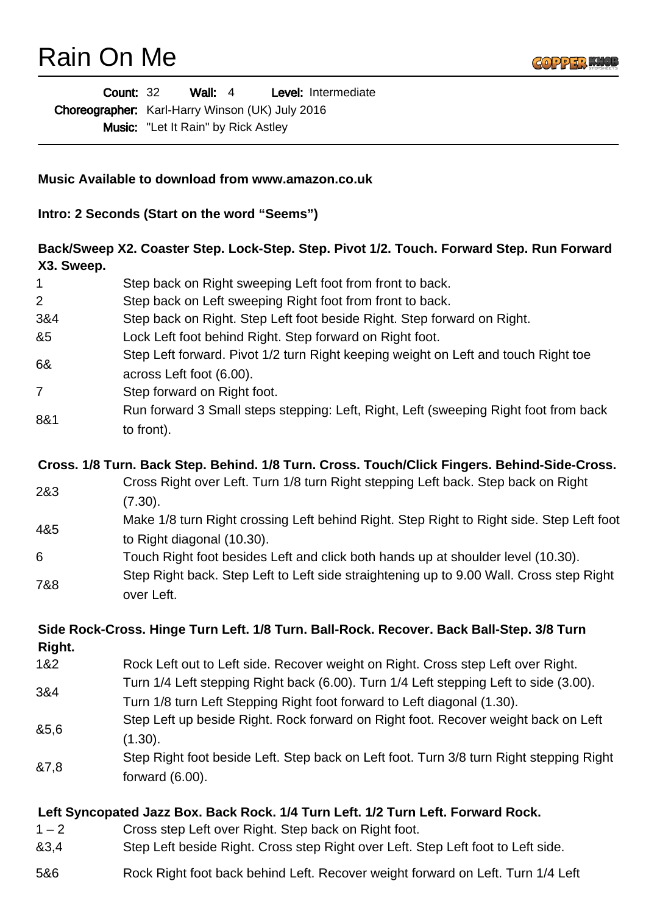# Rain On Me

**Count:** 32 **Wall:** 4 **Level:** Intermediate

**Choreographer:** Karl-Harry Winson (UK) July 2016

**Music:** "Let It Rain" by Rick Astley

---

**Music Available to download from www.amazon.co.uk**

**Intro: 2 Seconds (Start on the word "Seems")**

**Back/Sweep X2. Coaster Step. Lock-Step. Step. Pivot 1/2. Touch. Forward Step. Run Forward X3. Sweep.**

| | |
|---|---|
| 1 | Step back on Right sweeping Left foot from front to back. |
| 2 | Step back on Left sweeping Right foot from front to back. |
| 3&4 | Step back on Right. Step Left foot beside Right. Step forward on Right. |
| &5 | Lock Left foot behind Right. Step forward on Right foot. |
| 6& | Step Left forward. Pivot 1/2 turn Right keeping weight on Left and touch Right toe across Left foot (6.00). |
| 7 | Step forward on Right foot. |
| 8&1 | Run forward 3 Small steps stepping: Left, Right, Left (sweeping Right foot from back to front). |

**Cross. 1/8 Turn. Back Step. Behind. 1/8 Turn. Cross. Touch/Click Fingers. Behind-Side-Cross.**

| | |
|---|---|
| 2&3 | Cross Right over Left. Turn 1/8 turn Right stepping Left back. Step back on Right (7.30). |
| 4&5 | Make 1/8 turn Right crossing Left behind Right. Step Right to Right side. Step Left foot to Right diagonal (10.30). |
| 6 | Touch Right foot besides Left and click both hands up at shoulder level (10.30). |
| 7&8 | Step Right back. Step Left to Left side straightening up to 9.00 Wall. Cross step Right over Left. |

**Side Rock-Cross. Hinge Turn Left. 1/8 Turn. Ball-Rock. Recover. Back Ball-Step. 3/8 Turn Right.**

| | |
|---|---|
| 1&2 | Rock Left out to Left side. Recover weight on Right. Cross step Left over Right. |
| 3&4 | Turn 1/4 Left stepping Right back (6.00). Turn 1/4 Left stepping Left to side (3.00). Turn 1/8 turn Left Stepping Right foot forward to Left diagonal (1.30). |
| &5,6 | Step Left up beside Right. Rock forward on Right foot. Recover weight back on Left (1.30). |
| &7,8 | Step Right foot beside Left. Step back on Left foot. Turn 3/8 turn Right stepping Right forward (6.00). |

**Left Syncopated Jazz Box. Back Rock. 1/4 Turn Left. 1/2 Turn Left. Forward Rock.**

| | |
|---|---|
| 1 – 2 | Cross step Left over Right. Step back on Right foot. |
| &3,4 | Step Left beside Right. Cross step Right over Left. Step Left foot to Left side. |
| 5&6 | Rock Right foot back behind Left. Recover weight forward on Left. Turn 1/4 Left |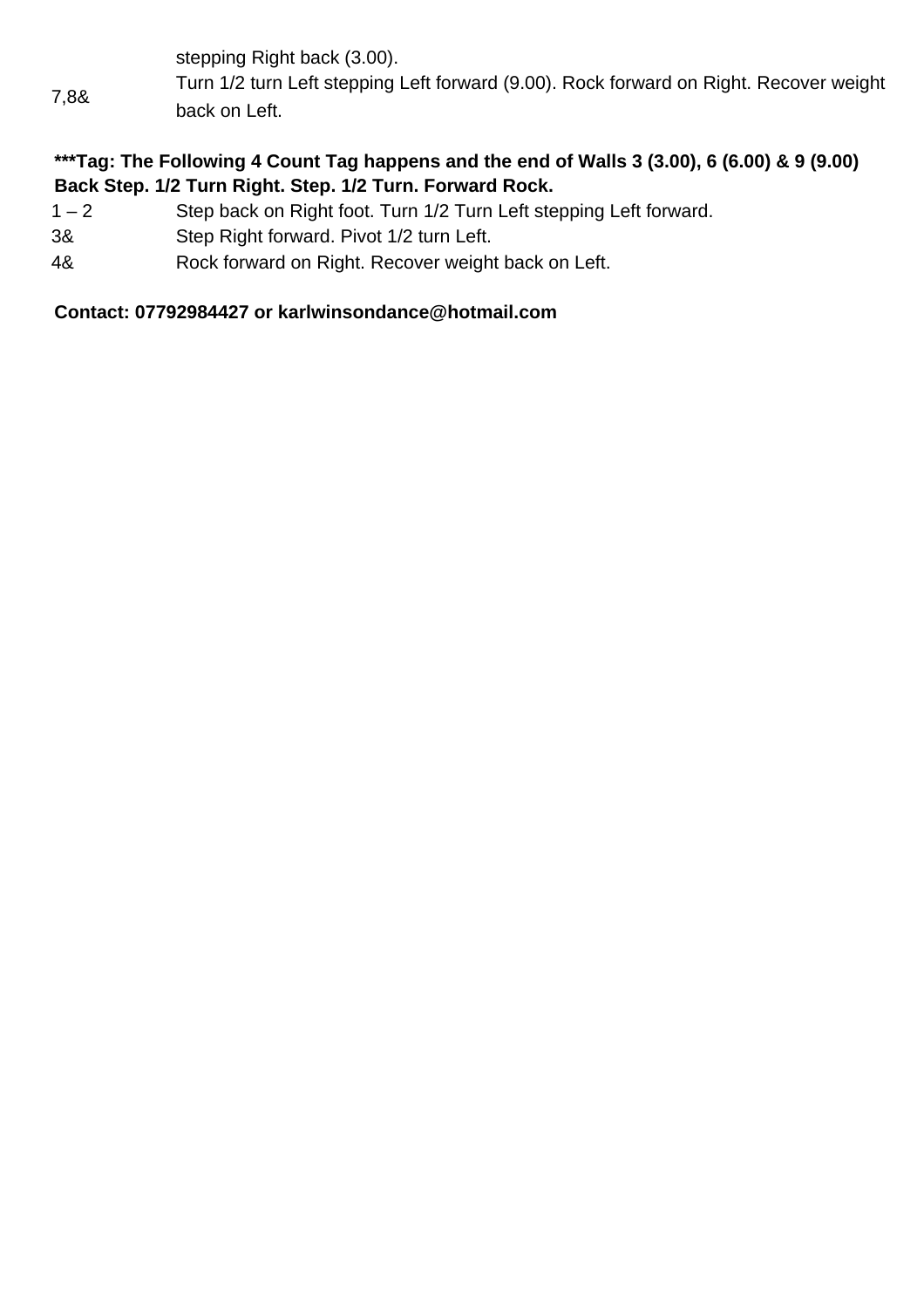| | |
|---|---|
| | stepping Right back (3.00). |
| 7,8& | Turn 1/2 turn Left stepping Left forward (9.00). Rock forward on Right. Recover weight back on Left. |

**\*\*\*Tag: The Following 4 Count Tag happens and the end of Walls 3 (3.00), 6 (6.00) & 9 (9.00)**
**Back Step. 1/2 Turn Right. Step. 1/2 Turn. Forward Rock.**

| | |
|---|---|
| 1 – 2 | Step back on Right foot. Turn 1/2 Turn Left stepping Left forward. |
| 3& | Step Right forward. Pivot 1/2 turn Left. |
| 4& | Rock forward on Right. Recover weight back on Left. |

**Contact: 07792984427 or karlwinsondance@hotmail.com**